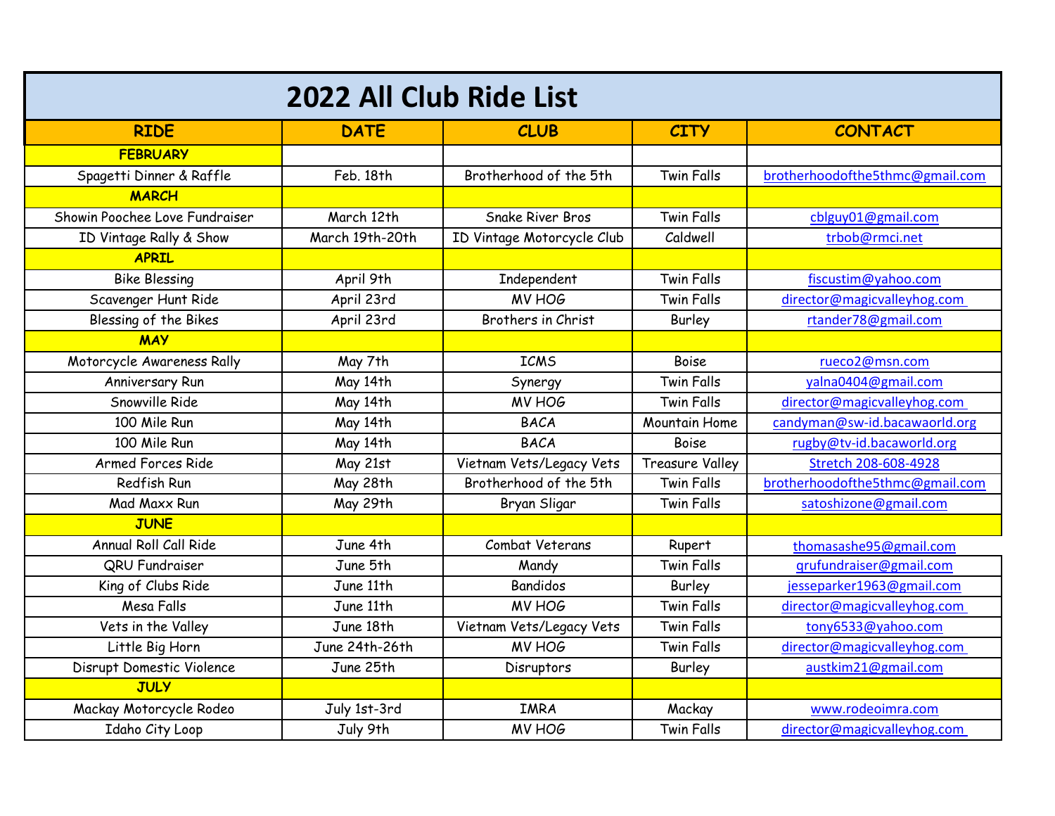# 2022 All Club Ride List

| RIDE | DATE | CLUB | CITY | CONTACT |
|---|---|---|---|---|
| **FEBRUARY** | | | | |
| Spagetti Dinner & Raffle | Feb. 18th | Brotherhood of the 5th | Twin Falls | brotherhoodofthe5thmc@gmail.com |
| **MARCH** | | | | |
| Showin Poochee Love Fundraiser | March 12th | Snake River Bros | Twin Falls | cblguy01@gmail.com |
| ID Vintage Rally & Show | March 19th-20th | ID Vintage Motorcycle Club | Caldwell | trbob@rmci.net |
| **APRIL** | | | | |
| Bike Blessing | April 9th | Independent | Twin Falls | fiscustim@yahoo.com |
| Scavenger Hunt Ride | April 23rd | MV HOG | Twin Falls | director@magicvalleyhog.com |
| Blessing of the Bikes | April 23rd | Brothers in Christ | Burley | rtander78@gmail.com |
| **MAY** | | | | |
| Motorcycle Awareness Rally | May 7th | ICMS | Boise | rueco2@msn.com |
| Anniversary Run | May 14th | Synergy | Twin Falls | yalna0404@gmail.com |
| Snowville Ride | May 14th | MV HOG | Twin Falls | director@magicvalleyhog.com |
| 100 Mile Run | May 14th | BACA | Mountain Home | candyman@sw-id.bacawaorld.org |
| 100 Mile Run | May 14th | BACA | Boise | rugby@tv-id.bacaworld.org |
| Armed Forces Ride | May 21st | Vietnam Vets/Legacy Vets | Treasure Valley | Stretch 208-608-4928 |
| Redfish Run | May 28th | Brotherhood of the 5th | Twin Falls | brotherhoodofthe5thmc@gmail.com |
| Mad Maxx Run | May 29th | Bryan Sligar | Twin Falls | satoshizone@gmail.com |
| **JUNE** | | | | |
| Annual Roll Call Ride | June 4th | Combat Veterans | Rupert | thomasashe95@gmail.com |
| QRU Fundraiser | June 5th | Mandy | Twin Falls | qrufundraiser@gmail.com |
| King of Clubs Ride | June 11th | Bandidos | Burley | jesseparker1963@gmail.com |
| Mesa Falls | June 11th | MV HOG | Twin Falls | director@magicvalleyhog.com |
| Vets in the Valley | June 18th | Vietnam Vets/Legacy Vets | Twin Falls | tony6533@yahoo.com |
| Little Big Horn | June 24th-26th | MV HOG | Twin Falls | director@magicvalleyhog.com |
| Disrupt Domestic Violence | June 25th | Disruptors | Burley | austkim21@gmail.com |
| **JULY** | | | | |
| Mackay Motorcycle Rodeo | July 1st-3rd | IMRA | Mackay | www.rodeoimra.com |
| Idaho City Loop | July 9th | MV HOG | Twin Falls | director@magicvalleyhog.com |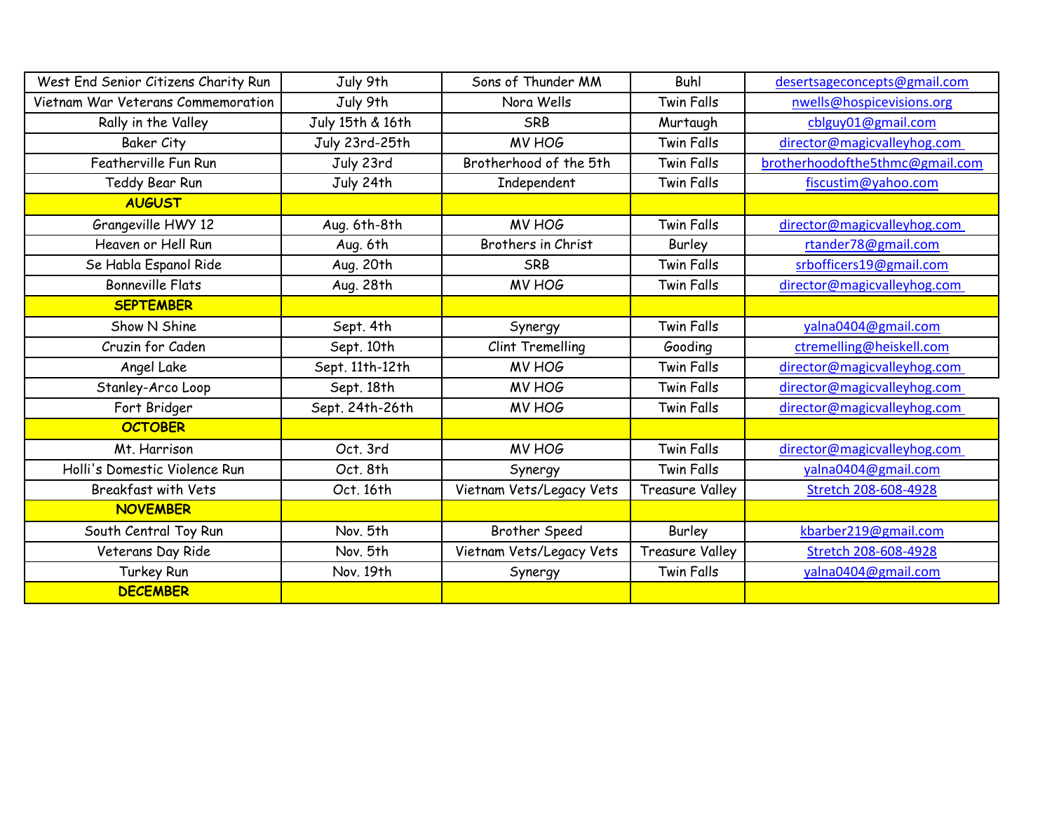| | | | | |
|---|---|---|---|---|
| West End Senior Citizens Charity Run | July 9th | Sons of Thunder MM | Buhl | desertsageconcepts@gmail.com |
| Vietnam War Veterans Commemoration | July 9th | Nora Wells | Twin Falls | nwells@hospicevisions.org |
| Rally in the Valley | July 15th & 16th | SRB | Murtaugh | cblguy01@gmail.com |
| Baker City | July 23rd-25th | MV HOG | Twin Falls | director@magicvalleyhog.com |
| Featherville Fun Run | July 23rd | Brotherhood of the 5th | Twin Falls | brotherhoodofthe5thmc@gmail.com |
| Teddy Bear Run | July 24th | Independent | Twin Falls | fiscustim@yahoo.com |
| **AUGUST** | | | | |
| Grangeville HWY 12 | Aug. 6th-8th | MV HOG | Twin Falls | director@magicvalleyhog.com |
| Heaven or Hell Run | Aug. 6th | Brothers in Christ | Burley | rtander78@gmail.com |
| Se Habla Espanol Ride | Aug. 20th | SRB | Twin Falls | srbofficers19@gmail.com |
| Bonneville Flats | Aug. 28th | MV HOG | Twin Falls | director@magicvalleyhog.com |
| **SEPTEMBER** | | | | |
| Show N Shine | Sept. 4th | Synergy | Twin Falls | yalna0404@gmail.com |
| Cruzin for Caden | Sept. 10th | Clint Tremelling | Gooding | ctremelling@heiskell.com |
| Angel Lake | Sept. 11th-12th | MV HOG | Twin Falls | director@magicvalleyhog.com |
| Stanley-Arco Loop | Sept. 18th | MV HOG | Twin Falls | director@magicvalleyhog.com |
| Fort Bridger | Sept. 24th-26th | MV HOG | Twin Falls | director@magicvalleyhog.com |
| **OCTOBER** | | | | |
| Mt. Harrison | Oct. 3rd | MV HOG | Twin Falls | director@magicvalleyhog.com |
| Holli's Domestic Violence Run | Oct. 8th | Synergy | Twin Falls | yalna0404@gmail.com |
| Breakfast with Vets | Oct. 16th | Vietnam Vets/Legacy Vets | Treasure Valley | Stretch 208-608-4928 |
| **NOVEMBER** | | | | |
| South Central Toy Run | Nov. 5th | Brother Speed | Burley | kbarber219@gmail.com |
| Veterans Day Ride | Nov. 5th | Vietnam Vets/Legacy Vets | Treasure Valley | Stretch 208-608-4928 |
| Turkey Run | Nov. 19th | Synergy | Twin Falls | yalna0404@gmail.com |
| **DECEMBER** | | | | |